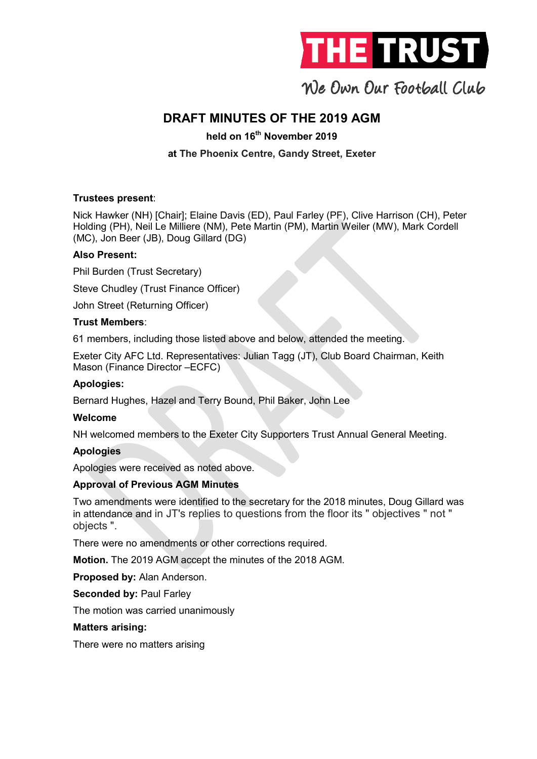THE TRUST

We Own Our Football Club

# DRAFT MINUTES OF THE 2019 AGM

**held on 16th November 2019**

**at The Phoenix Centre, Gandy Street, Exeter**

**Trustees present**:

Nick Hawker (NH) [Chair]; Elaine Davis (ED), Paul Farley (PF), Clive Harrison (CH), Peter Holding (PH), Neil Le Milliere (NM), Pete Martin (PM), Martin Weiler (MW), Mark Cordell (MC), Jon Beer (JB), Doug Gillard (DG)

**Also Present:**

Phil Burden (Trust Secretary)

Steve Chudley (Trust Finance Officer)

John Street (Returning Officer)

**Trust Members**:

61 members, including those listed above and below, attended the meeting.

Exeter City AFC Ltd. Representatives: Julian Tagg (JT), Club Board Chairman, Keith Mason (Finance Director –ECFC)

**Apologies:**

Bernard Hughes, Hazel and Terry Bound, Phil Baker, John Lee

**Welcome**

NH welcomed members to the Exeter City Supporters Trust Annual General Meeting.

**Apologies**

Apologies were received as noted above.

**Approval of Previous AGM Minutes**

Two amendments were identified to the secretary for the 2018 minutes, Doug Gillard was in attendance and in JT's replies to questions from the floor its " objectives " not " objects ".

There were no amendments or other corrections required.

**Motion.** The 2019 AGM accept the minutes of the 2018 AGM.

**Proposed by:** Alan Anderson.

**Seconded by:** Paul Farley

The motion was carried unanimously

**Matters arising:**

There were no matters arising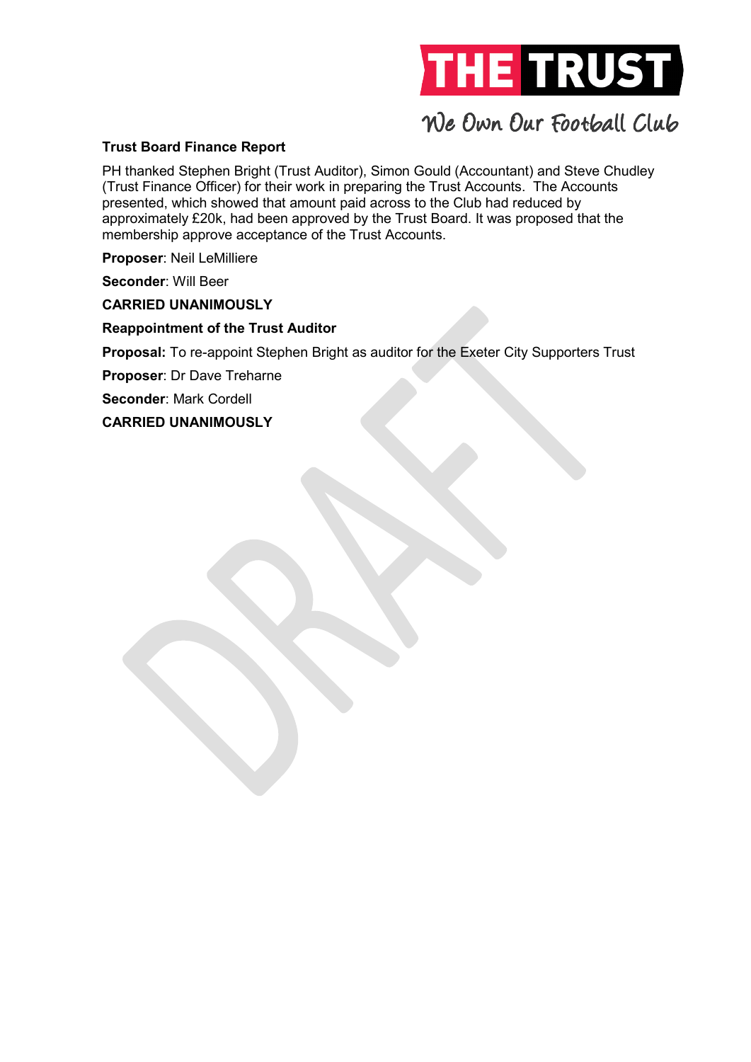**Trust Board Finance Report**

PH thanked Stephen Bright (Trust Auditor), Simon Gould (Accountant) and Steve Chudley (Trust Finance Officer) for their work in preparing the Trust Accounts. The Accounts presented, which showed that amount paid across to the Club had reduced by approximately £20k, had been approved by the Trust Board. It was proposed that the membership approve acceptance of the Trust Accounts.

**Proposer**: Neil LeMilliere

**Seconder**: Will Beer

**CARRIED UNANIMOUSLY**

**Reappointment of the Trust Auditor**

**Proposal:** To re-appoint Stephen Bright as auditor for the Exeter City Supporters Trust

**Proposer**: Dr Dave Treharne

**Seconder**: Mark Cordell

**CARRIED UNANIMOUSLY**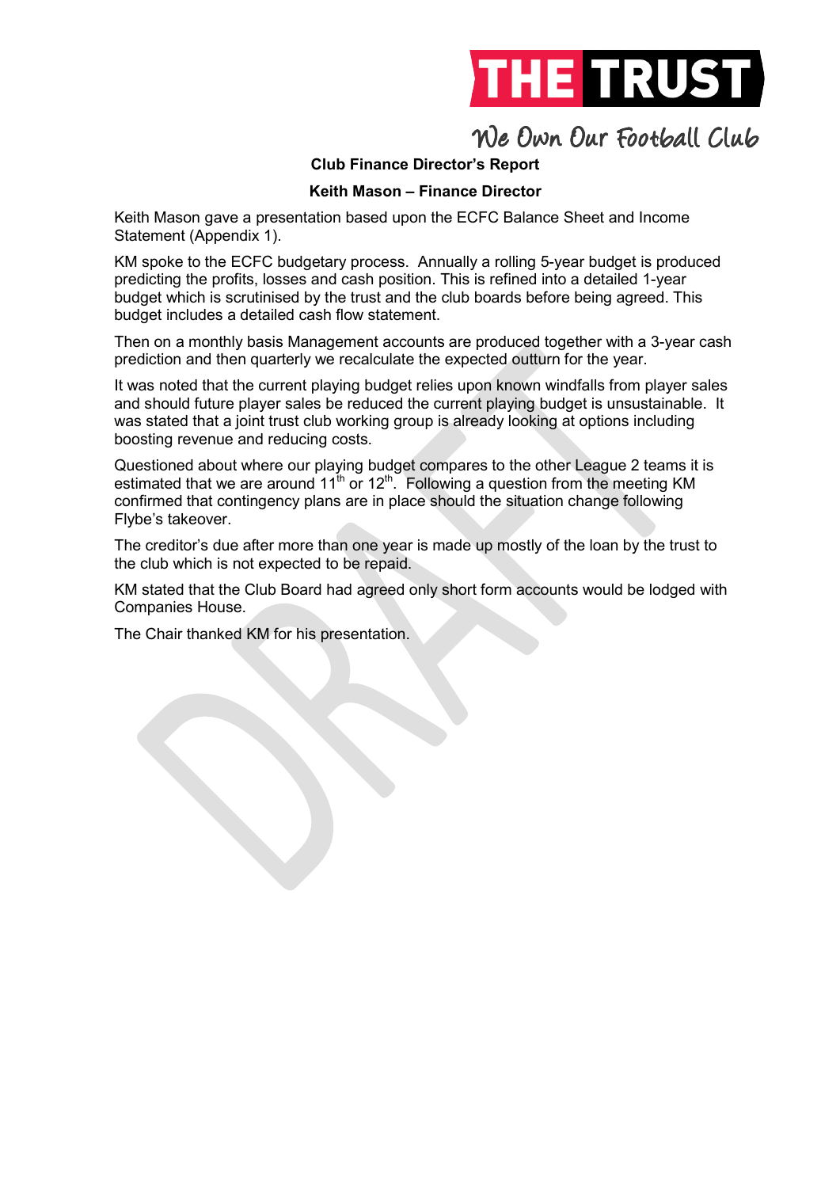## Club Finance Director's Report

### Keith Mason – Finance Director

Keith Mason gave a presentation based upon the ECFC Balance Sheet and Income Statement (Appendix 1).

KM spoke to the ECFC budgetary process. Annually a rolling 5-year budget is produced predicting the profits, losses and cash position. This is refined into a detailed 1-year budget which is scrutinised by the trust and the club boards before being agreed. This budget includes a detailed cash flow statement.

Then on a monthly basis Management accounts are produced together with a 3-year cash prediction and then quarterly we recalculate the expected outturn for the year.

It was noted that the current playing budget relies upon known windfalls from player sales and should future player sales be reduced the current playing budget is unsustainable. It was stated that a joint trust club working group is already looking at options including boosting revenue and reducing costs.

Questioned about where our playing budget compares to the other League 2 teams it is estimated that we are around 11th or 12th. Following a question from the meeting KM confirmed that contingency plans are in place should the situation change following Flybe's takeover.

The creditor's due after more than one year is made up mostly of the loan by the trust to the club which is not expected to be repaid.

KM stated that the Club Board had agreed only short form accounts would be lodged with Companies House.

The Chair thanked KM for his presentation.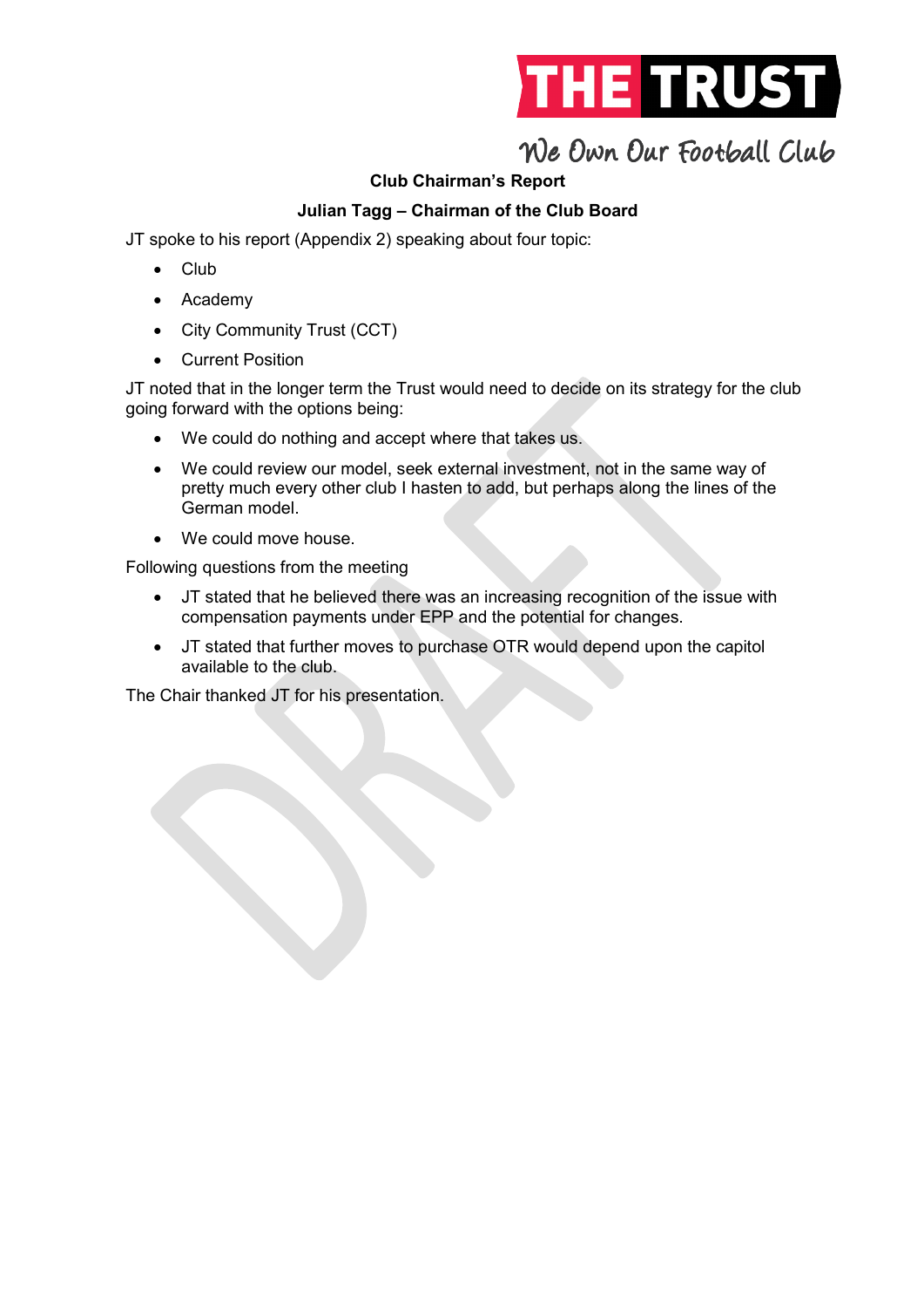**Club Chairman's Report**

**Julian Tagg – Chairman of the Club Board**

JT spoke to his report (Appendix 2) speaking about four topic:

- Club
- Academy
- City Community Trust (CCT)
- Current Position

JT noted that in the longer term the Trust would need to decide on its strategy for the club going forward with the options being:

- We could do nothing and accept where that takes us.
- We could review our model, seek external investment, not in the same way of pretty much every other club I hasten to add, but perhaps along the lines of the German model.
- We could move house.

Following questions from the meeting

- JT stated that he believed there was an increasing recognition of the issue with compensation payments under EPP and the potential for changes.
- JT stated that further moves to purchase OTR would depend upon the capitol available to the club.

The Chair thanked JT for his presentation.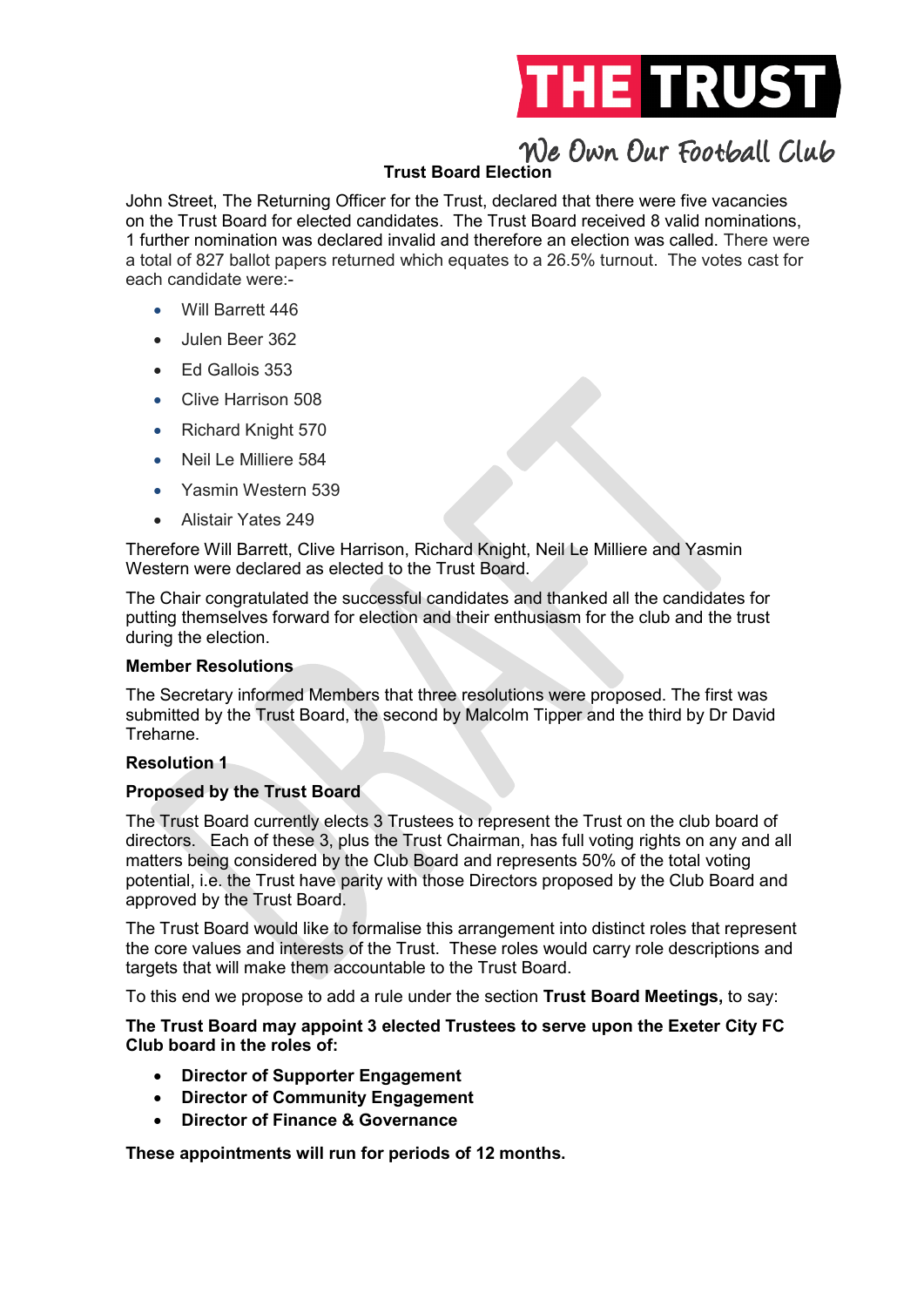### Trust Board Election

John Street, The Returning Officer for the Trust, declared that there were five vacancies on the Trust Board for elected candidates. The Trust Board received 8 valid nominations, 1 further nomination was declared invalid and therefore an election was called. There were a total of 827 ballot papers returned which equates to a 26.5% turnout. The votes cast for each candidate were:-

- Will Barrett 446
- Julen Beer 362
- Ed Gallois 353
- Clive Harrison 508
- Richard Knight 570
- Neil Le Milliere 584
- Yasmin Western 539
- Alistair Yates 249

Therefore Will Barrett, Clive Harrison, Richard Knight, Neil Le Milliere and Yasmin Western were declared as elected to the Trust Board.

The Chair congratulated the successful candidates and thanked all the candidates for putting themselves forward for election and their enthusiasm for the club and the trust during the election.

**Member Resolutions**

The Secretary informed Members that three resolutions were proposed. The first was submitted by the Trust Board, the second by Malcolm Tipper and the third by Dr David Treharne.

**Resolution 1**

**Proposed by the Trust Board**

The Trust Board currently elects 3 Trustees to represent the Trust on the club board of directors. Each of these 3, plus the Trust Chairman, has full voting rights on any and all matters being considered by the Club Board and represents 50% of the total voting potential, i.e. the Trust have parity with those Directors proposed by the Club Board and approved by the Trust Board.

The Trust Board would like to formalise this arrangement into distinct roles that represent the core values and interests of the Trust. These roles would carry role descriptions and targets that will make them accountable to the Trust Board.

To this end we propose to add a rule under the section **Trust Board Meetings,** to say:

**The Trust Board may appoint 3 elected Trustees to serve upon the Exeter City FC Club board in the roles of:**

- **Director of Supporter Engagement**
- **Director of Community Engagement**
- **Director of Finance & Governance**

**These appointments will run for periods of 12 months.**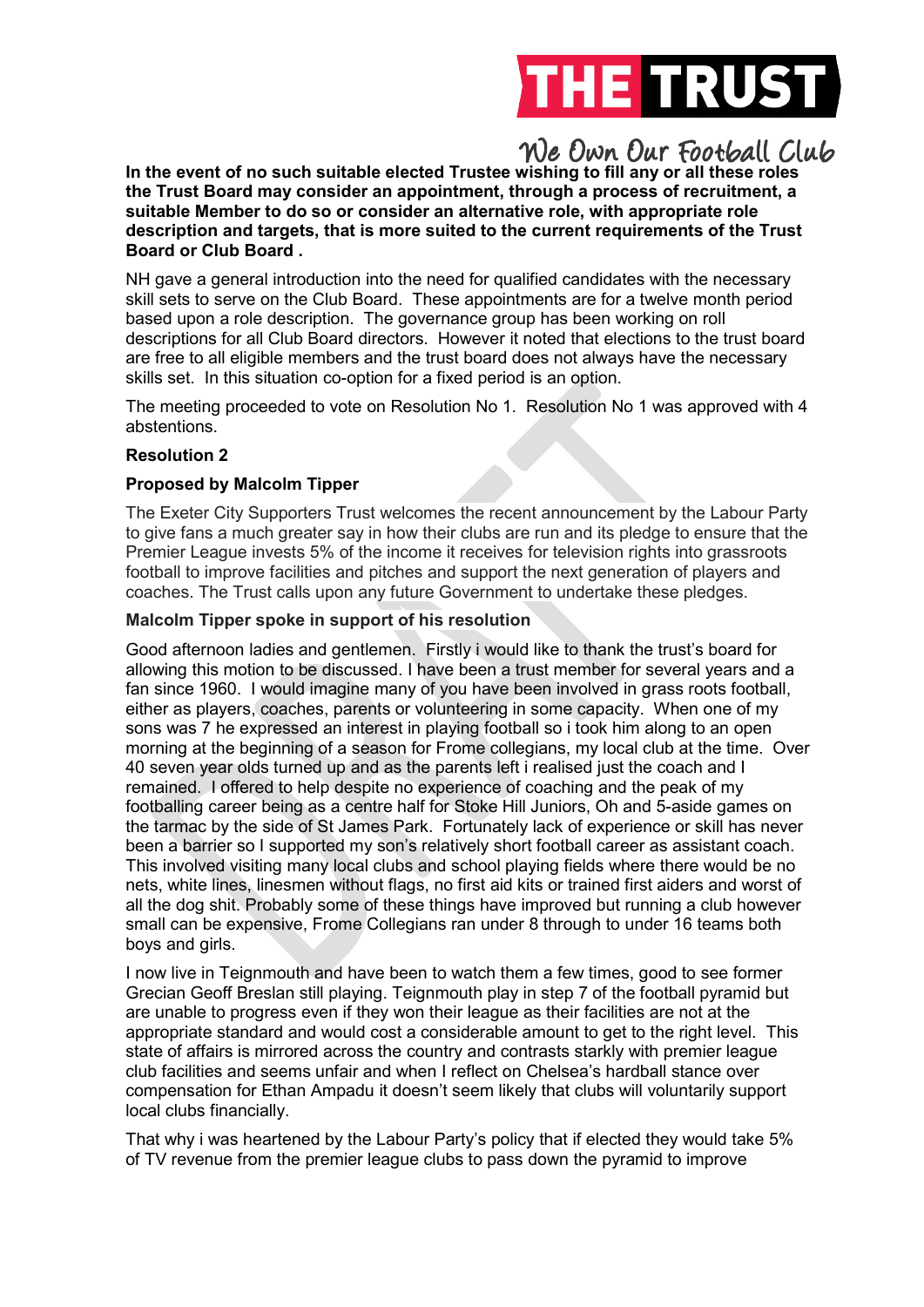**In the event of no such suitable elected Trustee wishing to fill any or all these roles the Trust Board may consider an appointment, through a process of recruitment, a suitable Member to do so or consider an alternative role, with appropriate role description and targets, that is more suited to the current requirements of the Trust Board or Club Board .**

NH gave a general introduction into the need for qualified candidates with the necessary skill sets to serve on the Club Board. These appointments are for a twelve month period based upon a role description. The governance group has been working on roll descriptions for all Club Board directors. However it noted that elections to the trust board are free to all eligible members and the trust board does not always have the necessary skills set. In this situation co-option for a fixed period is an option.

The meeting proceeded to vote on Resolution No 1. Resolution No 1 was approved with 4 abstentions.

**Resolution 2**

**Proposed by Malcolm Tipper**

The Exeter City Supporters Trust welcomes the recent announcement by the Labour Party to give fans a much greater say in how their clubs are run and its pledge to ensure that the Premier League invests 5% of the income it receives for television rights into grassroots football to improve facilities and pitches and support the next generation of players and coaches. The Trust calls upon any future Government to undertake these pledges.

**Malcolm Tipper spoke in support of his resolution**

Good afternoon ladies and gentlemen. Firstly i would like to thank the trust's board for allowing this motion to be discussed. I have been a trust member for several years and a fan since 1960. I would imagine many of you have been involved in grass roots football, either as players, coaches, parents or volunteering in some capacity. When one of my sons was 7 he expressed an interest in playing football so i took him along to an open morning at the beginning of a season for Frome collegians, my local club at the time. Over 40 seven year olds turned up and as the parents left i realised just the coach and I remained. I offered to help despite no experience of coaching and the peak of my footballing career being as a centre half for Stoke Hill Juniors, Oh and 5-aside games on the tarmac by the side of St James Park. Fortunately lack of experience or skill has never been a barrier so I supported my son's relatively short football career as assistant coach. This involved visiting many local clubs and school playing fields where there would be no nets, white lines, linesmen without flags, no first aid kits or trained first aiders and worst of all the dog shit. Probably some of these things have improved but running a club however small can be expensive, Frome Collegians ran under 8 through to under 16 teams both boys and girls.

I now live in Teignmouth and have been to watch them a few times, good to see former Grecian Geoff Breslan still playing. Teignmouth play in step 7 of the football pyramid but are unable to progress even if they won their league as their facilities are not at the appropriate standard and would cost a considerable amount to get to the right level. This state of affairs is mirrored across the country and contrasts starkly with premier league club facilities and seems unfair and when I reflect on Chelsea's hardball stance over compensation for Ethan Ampadu it doesn't seem likely that clubs will voluntarily support local clubs financially.

That why i was heartened by the Labour Party's policy that if elected they would take 5% of TV revenue from the premier league clubs to pass down the pyramid to improve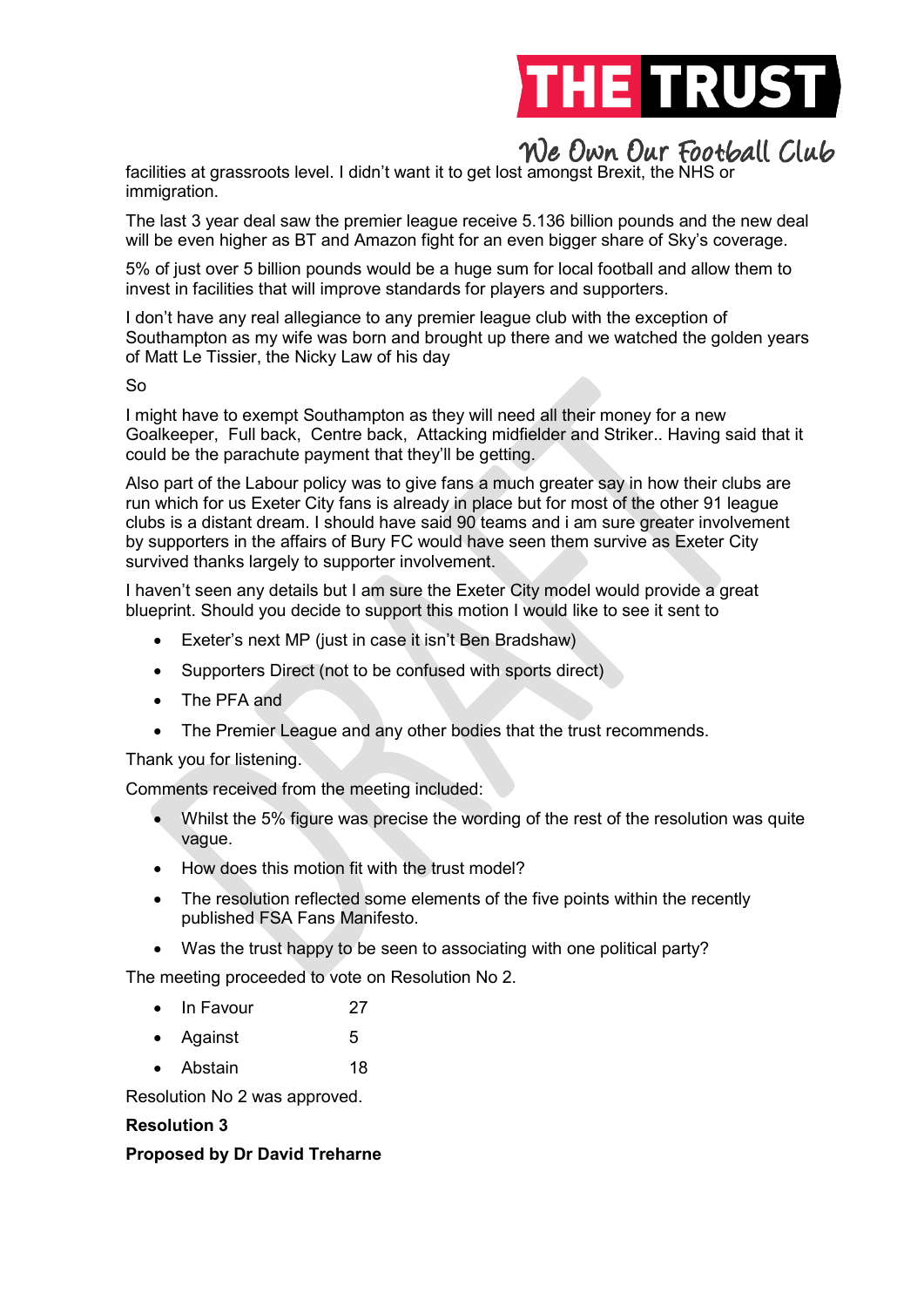facilities at grassroots level. I didn't want it to get lost amongst Brexit, the NHS or immigration.

The last 3 year deal saw the premier league receive 5.136 billion pounds and the new deal will be even higher as BT and Amazon fight for an even bigger share of Sky's coverage.

5% of just over 5 billion pounds would be a huge sum for local football and allow them to invest in facilities that will improve standards for players and supporters.

I don't have any real allegiance to any premier league club with the exception of Southampton as my wife was born and brought up there and we watched the golden years of Matt Le Tissier, the Nicky Law of his day

So

I might have to exempt Southampton as they will need all their money for a new Goalkeeper, Full back, Centre back, Attacking midfielder and Striker.. Having said that it could be the parachute payment that they'll be getting.

Also part of the Labour policy was to give fans a much greater say in how their clubs are run which for us Exeter City fans is already in place but for most of the other 91 league clubs is a distant dream. I should have said 90 teams and i am sure greater involvement by supporters in the affairs of Bury FC would have seen them survive as Exeter City survived thanks largely to supporter involvement.

I haven't seen any details but I am sure the Exeter City model would provide a great blueprint. Should you decide to support this motion I would like to see it sent to

- Exeter's next MP (just in case it isn't Ben Bradshaw)
- Supporters Direct (not to be confused with sports direct)
- The PFA and
- The Premier League and any other bodies that the trust recommends.

Thank you for listening.

Comments received from the meeting included:

- Whilst the 5% figure was precise the wording of the rest of the resolution was quite vague.
- How does this motion fit with the trust model?
- The resolution reflected some elements of the five points within the recently published FSA Fans Manifesto.
- Was the trust happy to be seen to associating with one political party?

The meeting proceeded to vote on Resolution No 2.

- In Favour 27
- Against 5
- Abstain 18

Resolution No 2 was approved.

**Resolution 3**

**Proposed by Dr David Treharne**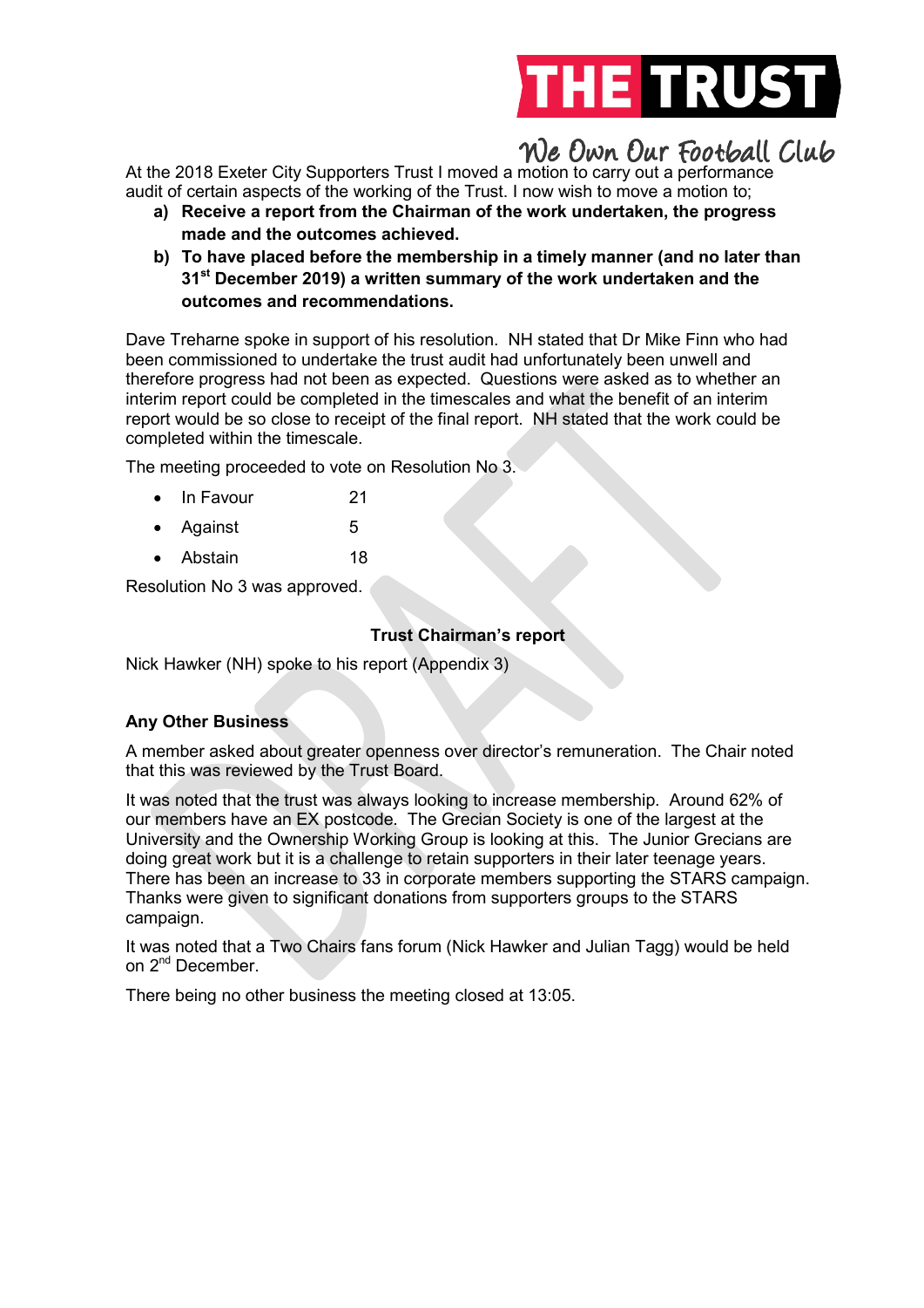At the 2018 Exeter City Supporters Trust I moved a motion to carry out a performance audit of certain aspects of the working of the Trust. I now wish to move a motion to;

a) **Receive a report from the Chairman of the work undertaken, the progress made and the outcomes achieved.**
b) **To have placed before the membership in a timely manner (and no later than 31st December 2019) a written summary of the work undertaken and the outcomes and recommendations.**

Dave Treharne spoke in support of his resolution. NH stated that Dr Mike Finn who had been commissioned to undertake the trust audit had unfortunately been unwell and therefore progress had not been as expected. Questions were asked as to whether an interim report could be completed in the timescales and what the benefit of an interim report would be so close to receipt of the final report. NH stated that the work could be completed within the timescale.

The meeting proceeded to vote on Resolution No 3.

- In Favour 21
- Against 5
- Abstain 18

Resolution No 3 was approved.

**Trust Chairman's report**

Nick Hawker (NH) spoke to his report (Appendix 3)

**Any Other Business**

A member asked about greater openness over director's remuneration. The Chair noted that this was reviewed by the Trust Board.

It was noted that the trust was always looking to increase membership. Around 62% of our members have an EX postcode. The Grecian Society is one of the largest at the University and the Ownership Working Group is looking at this. The Junior Grecians are doing great work but it is a challenge to retain supporters in their later teenage years. There has been an increase to 33 in corporate members supporting the STARS campaign. Thanks were given to significant donations from supporters groups to the STARS campaign.

It was noted that a Two Chairs fans forum (Nick Hawker and Julian Tagg) would be held on 2nd December.

There being no other business the meeting closed at 13:05.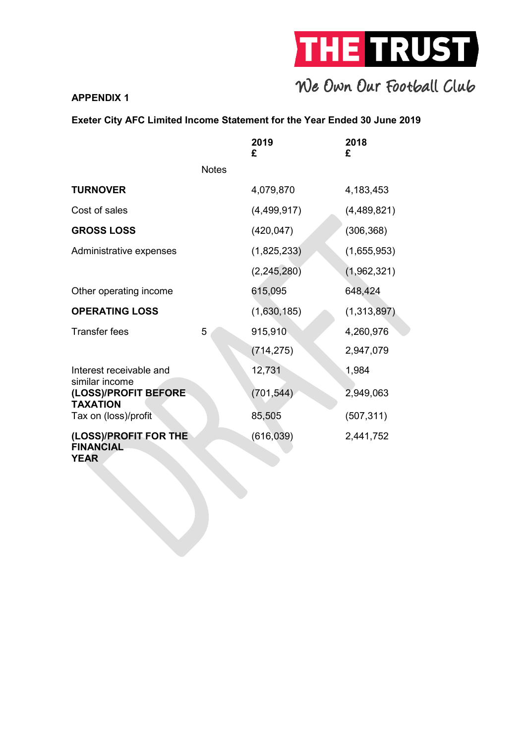**APPENDIX 1**

**Exeter City AFC Limited Income Statement for the Year Ended 30 June 2019**

| | Notes | 2019<br>£ | 2018<br>£ |
|---|---|---|---|
| **TURNOVER** | | 4,079,870 | 4,183,453 |
| Cost of sales | | (4,499,917) | (4,489,821) |
| **GROSS LOSS** | | (420,047) | (306,368) |
| Administrative expenses | | (1,825,233) | (1,655,953) |
| | | (2,245,280) | (1,962,321) |
| Other operating income | | 615,095 | 648,424 |
| **OPERATING LOSS** | | (1,630,185) | (1,313,897) |
| Transfer fees | 5 | 915,910 | 4,260,976 |
| | | (714,275) | 2,947,079 |
| Interest receivable and similar income | | 12,731 | 1,984 |
| **(LOSS)/PROFIT BEFORE TAXATION** | | (701,544) | 2,949,063 |
| Tax on (loss)/profit | | 85,505 | (507,311) |
| **(LOSS)/PROFIT FOR THE FINANCIAL YEAR** | | (616,039) | 2,441,752 |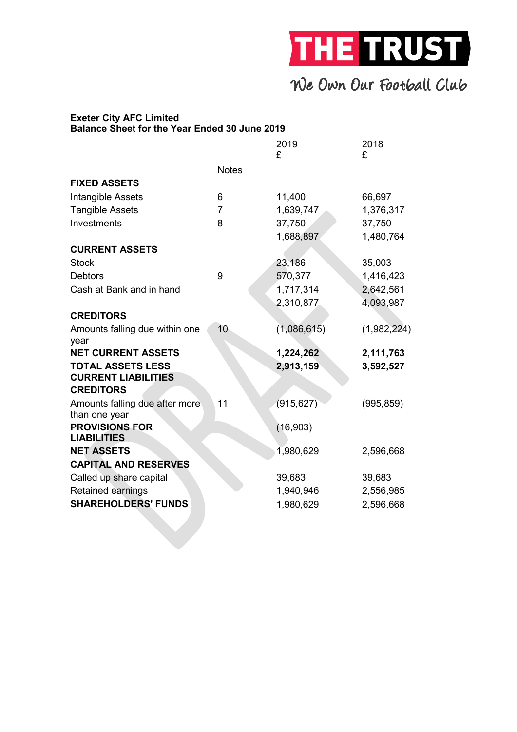**Exeter City AFC Limited**
**Balance Sheet for the Year Ended 30 June 2019**

| | Notes | 2019 £ | 2018 £ |
|---|---|---|---|
| **FIXED ASSETS** | | | |
| Intangible Assets | 6 | 11,400 | 66,697 |
| Tangible Assets | 7 | 1,639,747 | 1,376,317 |
| Investments | 8 | 37,750 | 37,750 |
| | | 1,688,897 | 1,480,764 |
| **CURRENT ASSETS** | | | |
| Stock | | 23,186 | 35,003 |
| Debtors | 9 | 570,377 | 1,416,423 |
| Cash at Bank and in hand | | 1,717,314 | 2,642,561 |
| | | 2,310,877 | 4,093,987 |
| **CREDITORS** | | | |
| Amounts falling due within one year | 10 | (1,086,615) | (1,982,224) |
| **NET CURRENT ASSETS** | | **1,224,262** | **2,111,763** |
| **TOTAL ASSETS LESS CURRENT LIABILITIES** | | **2,913,159** | **3,592,527** |
| **CREDITORS** | | | |
| Amounts falling due after more than one year | 11 | (915,627) | (995,859) |
| **PROVISIONS FOR LIABILITIES** | | (16,903) | |
| **NET ASSETS** | | 1,980,629 | 2,596,668 |
| **CAPITAL AND RESERVES** | | | |
| Called up share capital | | 39,683 | 39,683 |
| Retained earnings | | 1,940,946 | 2,556,985 |
| **SHAREHOLDERS' FUNDS** | | 1,980,629 | 2,596,668 |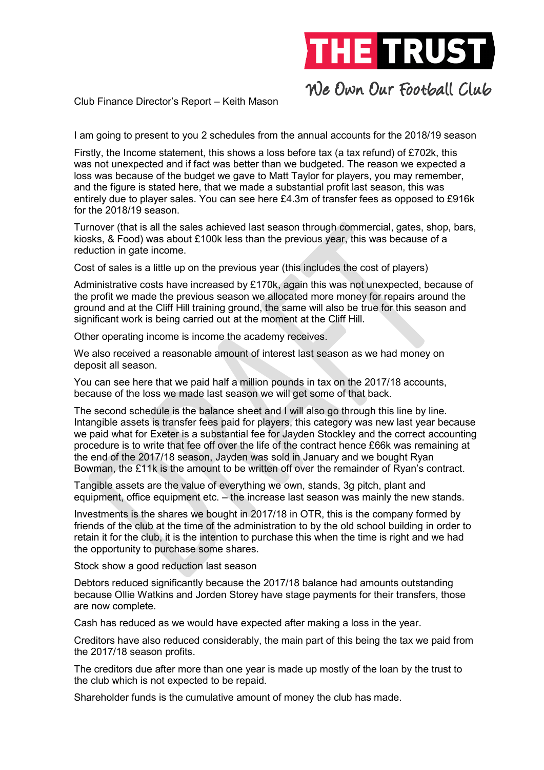Club Finance Director's Report – Keith Mason

I am going to present to you 2 schedules from the annual accounts for the 2018/19 season

Firstly, the Income statement, this shows a loss before tax (a tax refund) of £702k, this was not unexpected and if fact was better than we budgeted. The reason we expected a loss was because of the budget we gave to Matt Taylor for players, you may remember, and the figure is stated here, that we made a substantial profit last season, this was entirely due to player sales. You can see here £4.3m of transfer fees as opposed to £916k for the 2018/19 season.

Turnover (that is all the sales achieved last season through commercial, gates, shop, bars, kiosks, & Food) was about £100k less than the previous year, this was because of a reduction in gate income.

Cost of sales is a little up on the previous year (this includes the cost of players)

Administrative costs have increased by £170k, again this was not unexpected, because of the profit we made the previous season we allocated more money for repairs around the ground and at the Cliff Hill training ground, the same will also be true for this season and significant work is being carried out at the moment at the Cliff Hill.

Other operating income is income the academy receives.

We also received a reasonable amount of interest last season as we had money on deposit all season.

You can see here that we paid half a million pounds in tax on the 2017/18 accounts, because of the loss we made last season we will get some of that back.

The second schedule is the balance sheet and I will also go through this line by line. Intangible assets is transfer fees paid for players, this category was new last year because we paid what for Exeter is a substantial fee for Jayden Stockley and the correct accounting procedure is to write that fee off over the life of the contract hence £66k was remaining at the end of the 2017/18 season, Jayden was sold in January and we bought Ryan Bowman, the £11k is the amount to be written off over the remainder of Ryan's contract.

Tangible assets are the value of everything we own, stands, 3g pitch, plant and equipment, office equipment etc. – the increase last season was mainly the new stands.

Investments is the shares we bought in 2017/18 in OTR, this is the company formed by friends of the club at the time of the administration to by the old school building in order to retain it for the club, it is the intention to purchase this when the time is right and we had the opportunity to purchase some shares.

Stock show a good reduction last season

Debtors reduced significantly because the 2017/18 balance had amounts outstanding because Ollie Watkins and Jorden Storey have stage payments for their transfers, those are now complete.

Cash has reduced as we would have expected after making a loss in the year.

Creditors have also reduced considerably, the main part of this being the tax we paid from the 2017/18 season profits.

The creditors due after more than one year is made up mostly of the loan by the trust to the club which is not expected to be repaid.

Shareholder funds is the cumulative amount of money the club has made.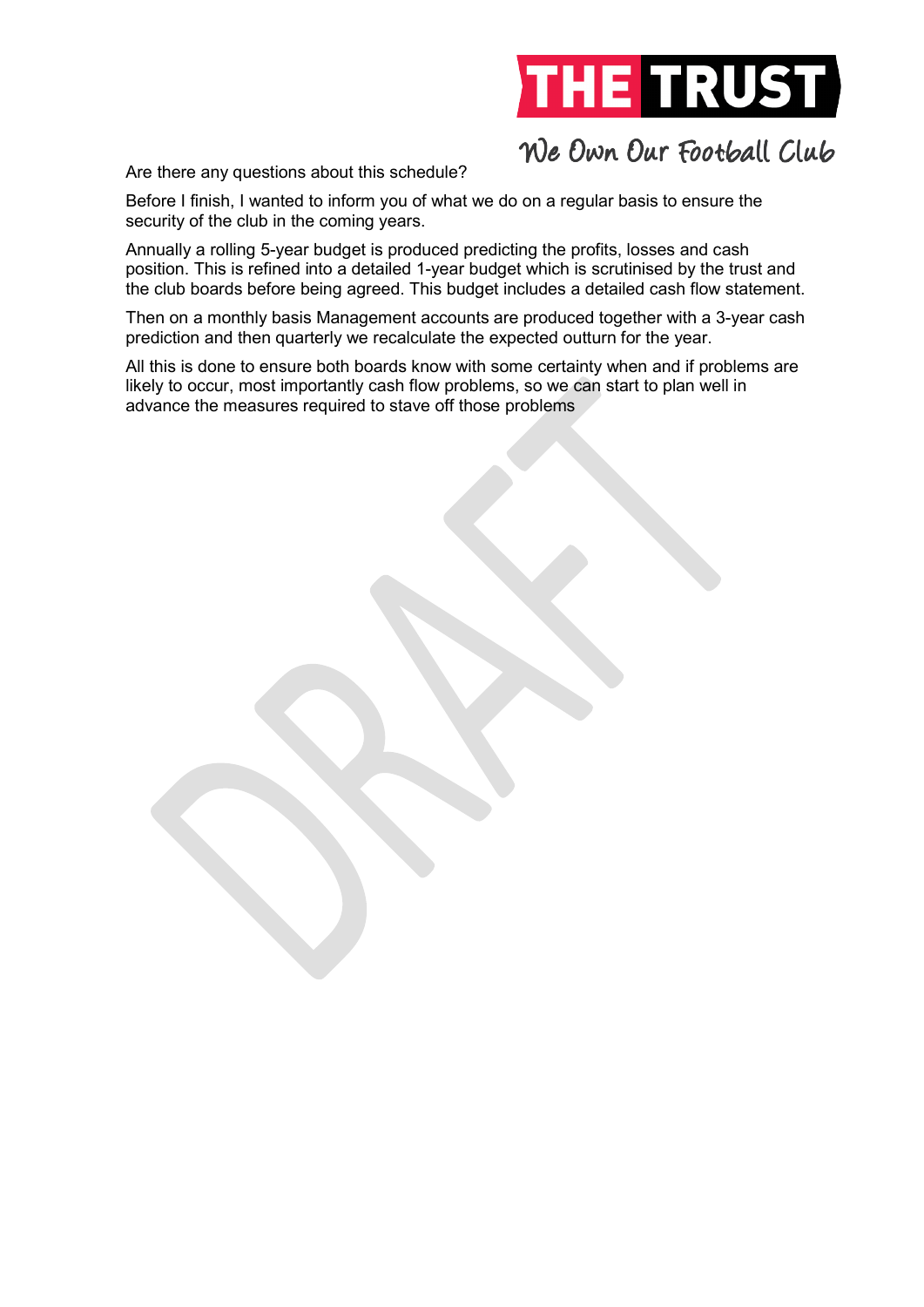Are there any questions about this schedule?

Before I finish, I wanted to inform you of what we do on a regular basis to ensure the security of the club in the coming years.

Annually a rolling 5-year budget is produced predicting the profits, losses and cash position. This is refined into a detailed 1-year budget which is scrutinised by the trust and the club boards before being agreed. This budget includes a detailed cash flow statement.

Then on a monthly basis Management accounts are produced together with a 3-year cash prediction and then quarterly we recalculate the expected outturn for the year.

All this is done to ensure both boards know with some certainty when and if problems are likely to occur, most importantly cash flow problems, so we can start to plan well in advance the measures required to stave off those problems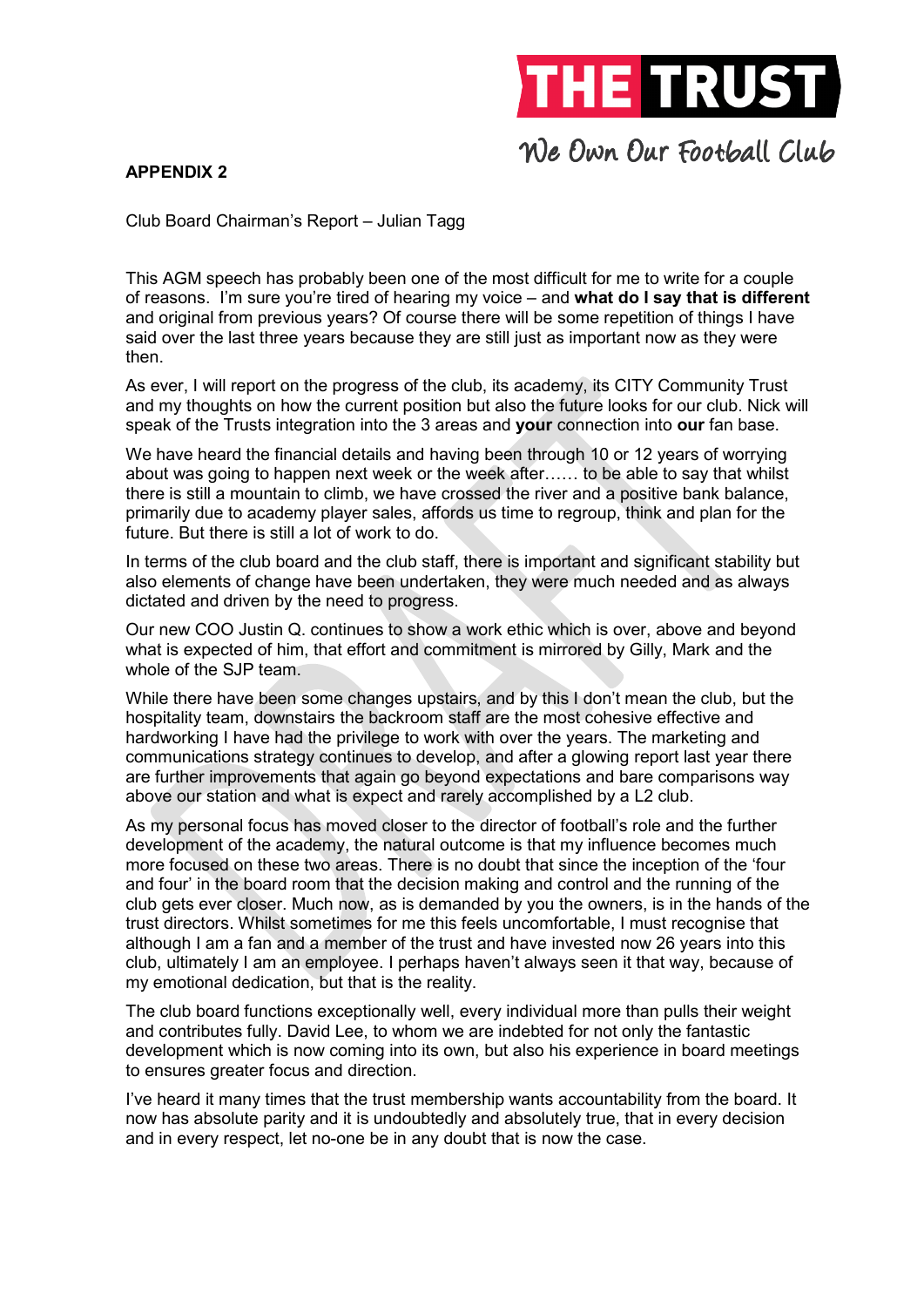**THE TRUST**

We Own Our Football Club

**APPENDIX 2**

Club Board Chairman's Report – Julian Tagg

This AGM speech has probably been one of the most difficult for me to write for a couple of reasons. I'm sure you're tired of hearing my voice – and **what do I say that is different** and original from previous years? Of course there will be some repetition of things I have said over the last three years because they are still just as important now as they were then.

As ever, I will report on the progress of the club, its academy, its CITY Community Trust and my thoughts on how the current position but also the future looks for our club. Nick will speak of the Trusts integration into the 3 areas and **your** connection into **our** fan base.

We have heard the financial details and having been through 10 or 12 years of worrying about was going to happen next week or the week after…… to be able to say that whilst there is still a mountain to climb, we have crossed the river and a positive bank balance, primarily due to academy player sales, affords us time to regroup, think and plan for the future. But there is still a lot of work to do.

In terms of the club board and the club staff, there is important and significant stability but also elements of change have been undertaken, they were much needed and as always dictated and driven by the need to progress.

Our new COO Justin Q. continues to show a work ethic which is over, above and beyond what is expected of him, that effort and commitment is mirrored by Gilly, Mark and the whole of the SJP team.

While there have been some changes upstairs, and by this I don't mean the club, but the hospitality team, downstairs the backroom staff are the most cohesive effective and hardworking I have had the privilege to work with over the years. The marketing and communications strategy continues to develop, and after a glowing report last year there are further improvements that again go beyond expectations and bare comparisons way above our station and what is expect and rarely accomplished by a L2 club.

As my personal focus has moved closer to the director of football's role and the further development of the academy, the natural outcome is that my influence becomes much more focused on these two areas. There is no doubt that since the inception of the 'four and four' in the board room that the decision making and control and the running of the club gets ever closer. Much now, as is demanded by you the owners, is in the hands of the trust directors. Whilst sometimes for me this feels uncomfortable, I must recognise that although I am a fan and a member of the trust and have invested now 26 years into this club, ultimately I am an employee. I perhaps haven't always seen it that way, because of my emotional dedication, but that is the reality.

The club board functions exceptionally well, every individual more than pulls their weight and contributes fully. David Lee, to whom we are indebted for not only the fantastic development which is now coming into its own, but also his experience in board meetings to ensures greater focus and direction.

I've heard it many times that the trust membership wants accountability from the board. It now has absolute parity and it is undoubtedly and absolutely true, that in every decision and in every respect, let no-one be in any doubt that is now the case.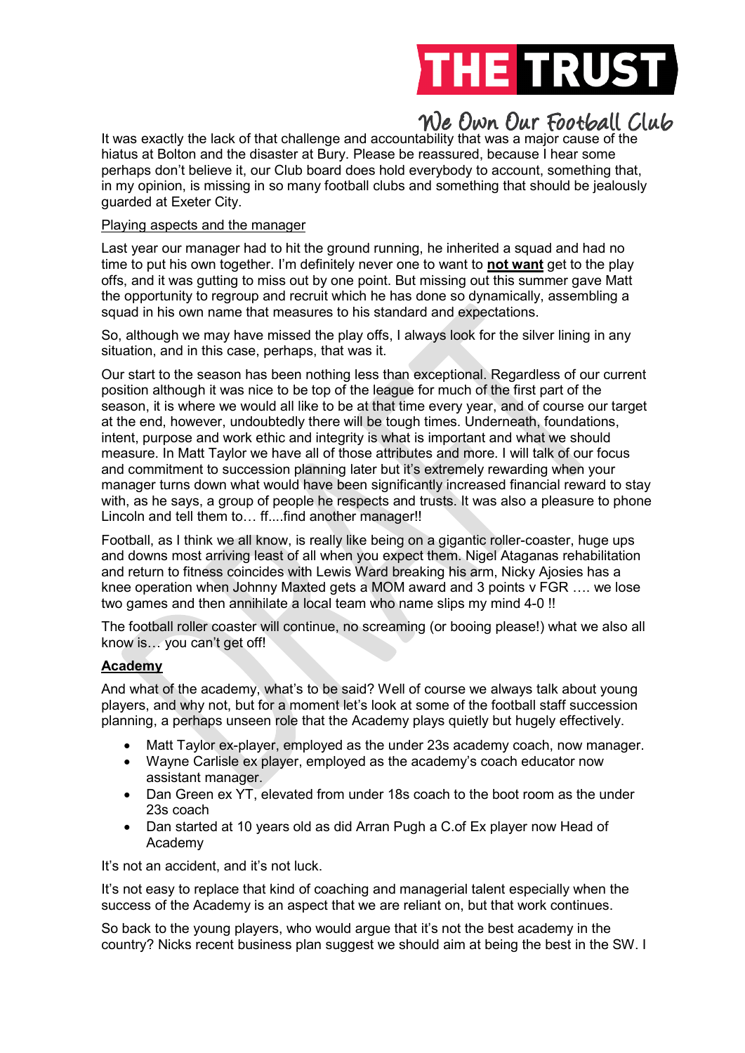It was exactly the lack of that challenge and accountability that was a major cause of the hiatus at Bolton and the disaster at Bury. Please be reassured, because I hear some perhaps don't believe it, our Club board does hold everybody to account, something that, in my opinion, is missing in so many football clubs and something that should be jealously guarded at Exeter City.

Playing aspects and the manager

Last year our manager had to hit the ground running, he inherited a squad and had no time to put his own together. I'm definitely never one to want to **not want** get to the play offs, and it was gutting to miss out by one point. But missing out this summer gave Matt the opportunity to regroup and recruit which he has done so dynamically, assembling a squad in his own name that measures to his standard and expectations.

So, although we may have missed the play offs, I always look for the silver lining in any situation, and in this case, perhaps, that was it.

Our start to the season has been nothing less than exceptional. Regardless of our current position although it was nice to be top of the league for much of the first part of the season, it is where we would all like to be at that time every year, and of course our target at the end, however, undoubtedly there will be tough times. Underneath, foundations, intent, purpose and work ethic and integrity is what is important and what we should measure. In Matt Taylor we have all of those attributes and more. I will talk of our focus and commitment to succession planning later but it's extremely rewarding when your manager turns down what would have been significantly increased financial reward to stay with, as he says, a group of people he respects and trusts. It was also a pleasure to phone Lincoln and tell them to… ff....find another manager!!

Football, as I think we all know, is really like being on a gigantic roller-coaster, huge ups and downs most arriving least of all when you expect them. Nigel Ataganas rehabilitation and return to fitness coincides with Lewis Ward breaking his arm, Nicky Ajosies has a knee operation when Johnny Maxted gets a MOM award and 3 points v FGR …. we lose two games and then annihilate a local team who name slips my mind 4-0 !!

The football roller coaster will continue, no screaming (or booing please!) what we also all know is… you can't get off!

**Academy**

And what of the academy, what's to be said? Well of course we always talk about young players, and why not, but for a moment let's look at some of the football staff succession planning, a perhaps unseen role that the Academy plays quietly but hugely effectively.

- Matt Taylor ex-player, employed as the under 23s academy coach, now manager.
- Wayne Carlisle ex player, employed as the academy's coach educator now assistant manager.
- Dan Green ex YT, elevated from under 18s coach to the boot room as the under 23s coach
- Dan started at 10 years old as did Arran Pugh a C.of Ex player now Head of Academy

It's not an accident, and it's not luck.

It's not easy to replace that kind of coaching and managerial talent especially when the success of the Academy is an aspect that we are reliant on, but that work continues.

So back to the young players, who would argue that it's not the best academy in the country? Nicks recent business plan suggest we should aim at being the best in the SW. I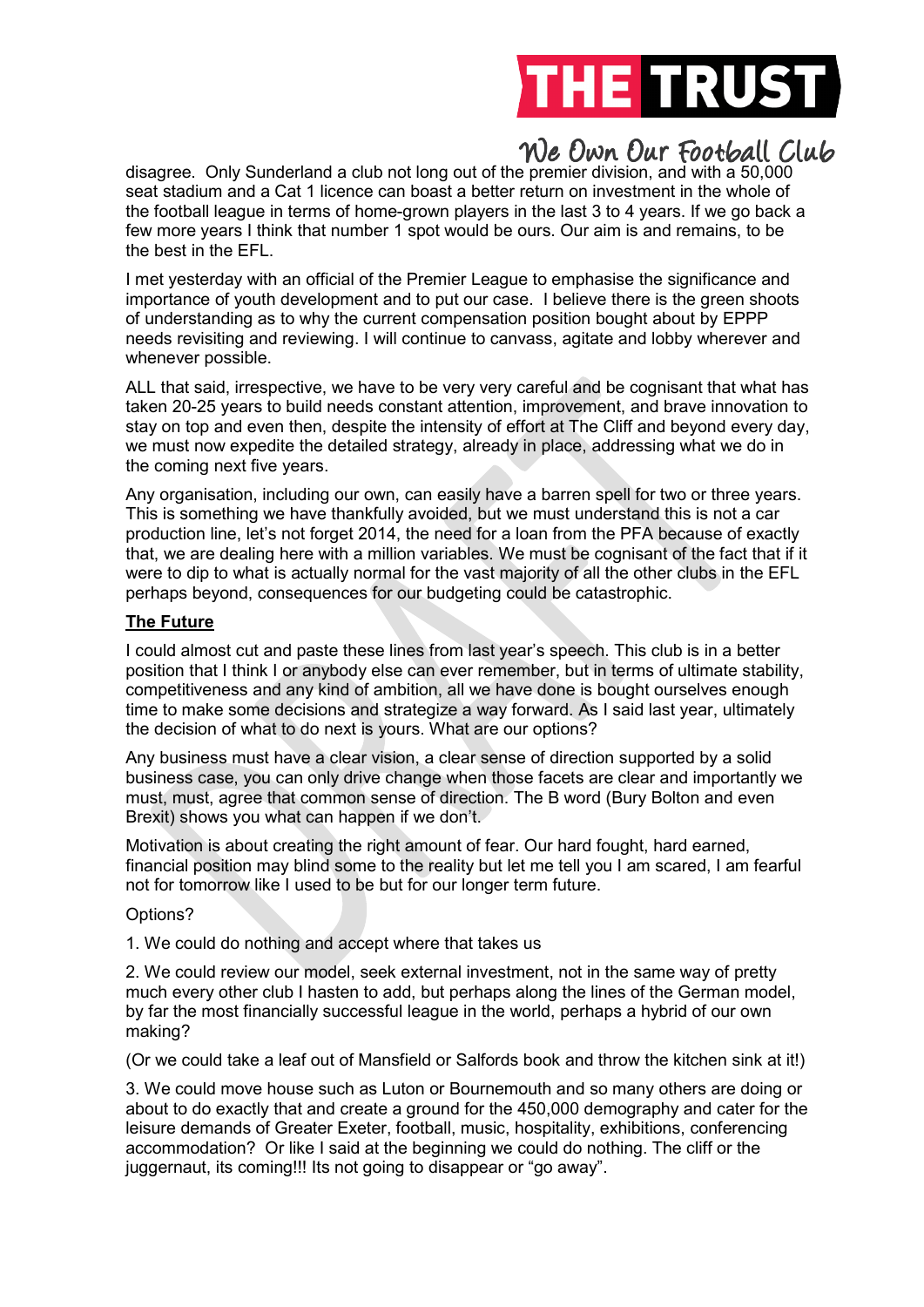disagree. Only Sunderland a club not long out of the premier division, and with a 50,000 seat stadium and a Cat 1 licence can boast a better return on investment in the whole of the football league in terms of home-grown players in the last 3 to 4 years. If we go back a few more years I think that number 1 spot would be ours. Our aim is and remains, to be the best in the EFL.

I met yesterday with an official of the Premier League to emphasise the significance and importance of youth development and to put our case. I believe there is the green shoots of understanding as to why the current compensation position bought about by EPPP needs revisiting and reviewing. I will continue to canvass, agitate and lobby wherever and whenever possible.

ALL that said, irrespective, we have to be very very careful and be cognisant that what has taken 20-25 years to build needs constant attention, improvement, and brave innovation to stay on top and even then, despite the intensity of effort at The Cliff and beyond every day, we must now expedite the detailed strategy, already in place, addressing what we do in the coming next five years.

Any organisation, including our own, can easily have a barren spell for two or three years. This is something we have thankfully avoided, but we must understand this is not a car production line, let's not forget 2014, the need for a loan from the PFA because of exactly that, we are dealing here with a million variables. We must be cognisant of the fact that if it were to dip to what is actually normal for the vast majority of all the other clubs in the EFL perhaps beyond, consequences for our budgeting could be catastrophic.

**The Future**

I could almost cut and paste these lines from last year's speech. This club is in a better position that I think I or anybody else can ever remember, but in terms of ultimate stability, competitiveness and any kind of ambition, all we have done is bought ourselves enough time to make some decisions and strategize a way forward. As I said last year, ultimately the decision of what to do next is yours. What are our options?

Any business must have a clear vision, a clear sense of direction supported by a solid business case, you can only drive change when those facets are clear and importantly we must, must, agree that common sense of direction. The B word (Bury Bolton and even Brexit) shows you what can happen if we don't.

Motivation is about creating the right amount of fear. Our hard fought, hard earned, financial position may blind some to the reality but let me tell you I am scared, I am fearful not for tomorrow like I used to be but for our longer term future.

Options?

1. We could do nothing and accept where that takes us

2. We could review our model, seek external investment, not in the same way of pretty much every other club I hasten to add, but perhaps along the lines of the German model, by far the most financially successful league in the world, perhaps a hybrid of our own making?

(Or we could take a leaf out of Mansfield or Salfords book and throw the kitchen sink at it!)

3. We could move house such as Luton or Bournemouth and so many others are doing or about to do exactly that and create a ground for the 450,000 demography and cater for the leisure demands of Greater Exeter, football, music, hospitality, exhibitions, conferencing accommodation? Or like I said at the beginning we could do nothing. The cliff or the juggernaut, its coming!!! Its not going to disappear or "go away".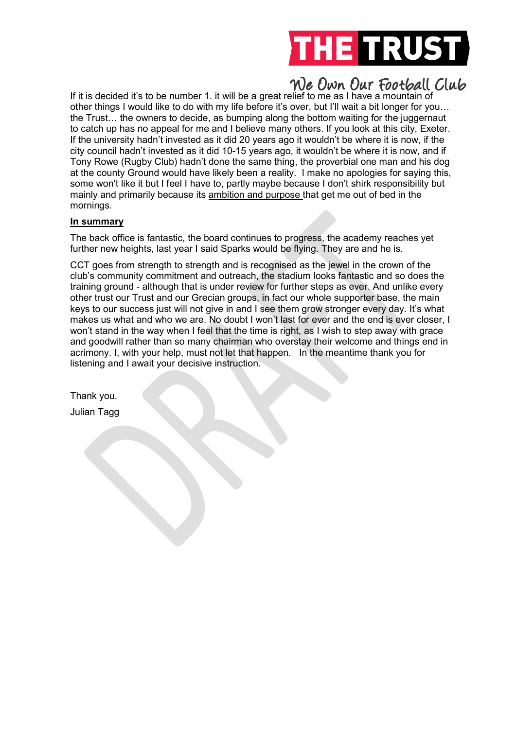If it is decided it's to be number 1. it will be a great relief to me as I have a mountain of other things I would like to do with my life before it's over, but I'll wait a bit longer for you… the Trust… the owners to decide, as bumping along the bottom waiting for the juggernaut to catch up has no appeal for me and I believe many others. If you look at this city, Exeter. If the university hadn't invested as it did 20 years ago it wouldn't be where it is now, if the city council hadn't invested as it did 10-15 years ago, it wouldn't be where it is now, and if Tony Rowe (Rugby Club) hadn't done the same thing, the proverbial one man and his dog at the county Ground would have likely been a reality. I make no apologies for saying this, some won't like it but I feel I have to, partly maybe because I don't shirk responsibility but mainly and primarily because its ambition and purpose that get me out of bed in the mornings.

**In summary**

The back office is fantastic, the board continues to progress, the academy reaches yet further new heights, last year I said Sparks would be flying. They are and he is.

CCT goes from strength to strength and is recognised as the jewel in the crown of the club's community commitment and outreach, the stadium looks fantastic and so does the training ground - although that is under review for further steps as ever. And unlike every other trust our Trust and our Grecian groups, in fact our whole supporter base, the main keys to our success just will not give in and I see them grow stronger every day. It's what makes us what and who we are. No doubt I won't last for ever and the end is ever closer, I won't stand in the way when I feel that the time is right, as I wish to step away with grace and goodwill rather than so many chairman who overstay their welcome and things end in acrimony. I, with your help, must not let that happen. In the meantime thank you for listening and I await your decisive instruction.

Thank you.

Julian Tagg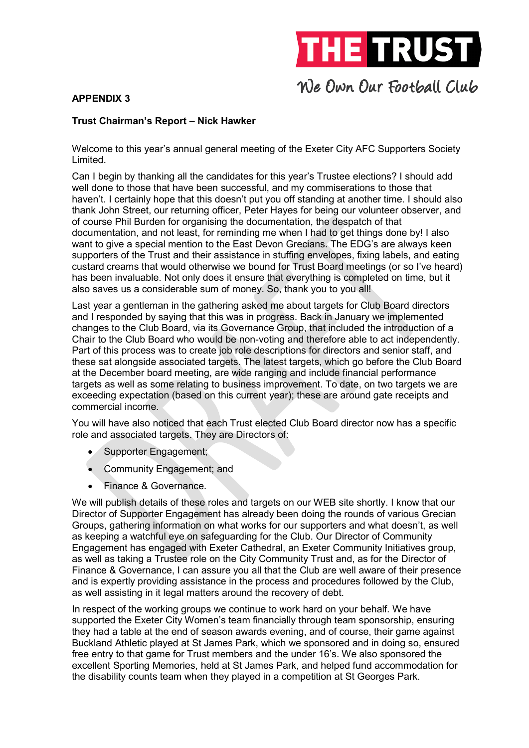**APPENDIX 3**

**Trust Chairman's Report – Nick Hawker**

Welcome to this year's annual general meeting of the Exeter City AFC Supporters Society Limited.

Can I begin by thanking all the candidates for this year's Trustee elections? I should add well done to those that have been successful, and my commiserations to those that haven't. I certainly hope that this doesn't put you off standing at another time. I should also thank John Street, our returning officer, Peter Hayes for being our volunteer observer, and of course Phil Burden for organising the documentation, the despatch of that documentation, and not least, for reminding me when I had to get things done by! I also want to give a special mention to the East Devon Grecians. The EDG's are always keen supporters of the Trust and their assistance in stuffing envelopes, fixing labels, and eating custard creams that would otherwise we bound for Trust Board meetings (or so I've heard) has been invaluable. Not only does it ensure that everything is completed on time, but it also saves us a considerable sum of money. So, thank you to you all!

Last year a gentleman in the gathering asked me about targets for Club Board directors and I responded by saying that this was in progress. Back in January we implemented changes to the Club Board, via its Governance Group, that included the introduction of a Chair to the Club Board who would be non-voting and therefore able to act independently. Part of this process was to create job role descriptions for directors and senior staff, and these sat alongside associated targets. The latest targets, which go before the Club Board at the December board meeting, are wide ranging and include financial performance targets as well as some relating to business improvement. To date, on two targets we are exceeding expectation (based on this current year); these are around gate receipts and commercial income.

You will have also noticed that each Trust elected Club Board director now has a specific role and associated targets. They are Directors of:

- Supporter Engagement;
- Community Engagement; and
- Finance & Governance.

We will publish details of these roles and targets on our WEB site shortly. I know that our Director of Supporter Engagement has already been doing the rounds of various Grecian Groups, gathering information on what works for our supporters and what doesn't, as well as keeping a watchful eye on safeguarding for the Club. Our Director of Community Engagement has engaged with Exeter Cathedral, an Exeter Community Initiatives group, as well as taking a Trustee role on the City Community Trust and, as for the Director of Finance & Governance, I can assure you all that the Club are well aware of their presence and is expertly providing assistance in the process and procedures followed by the Club, as well assisting in it legal matters around the recovery of debt.

In respect of the working groups we continue to work hard on your behalf. We have supported the Exeter City Women's team financially through team sponsorship, ensuring they had a table at the end of season awards evening, and of course, their game against Buckland Athletic played at St James Park, which we sponsored and in doing so, ensured free entry to that game for Trust members and the under 16's. We also sponsored the excellent Sporting Memories, held at St James Park, and helped fund accommodation for the disability counts team when they played in a competition at St Georges Park.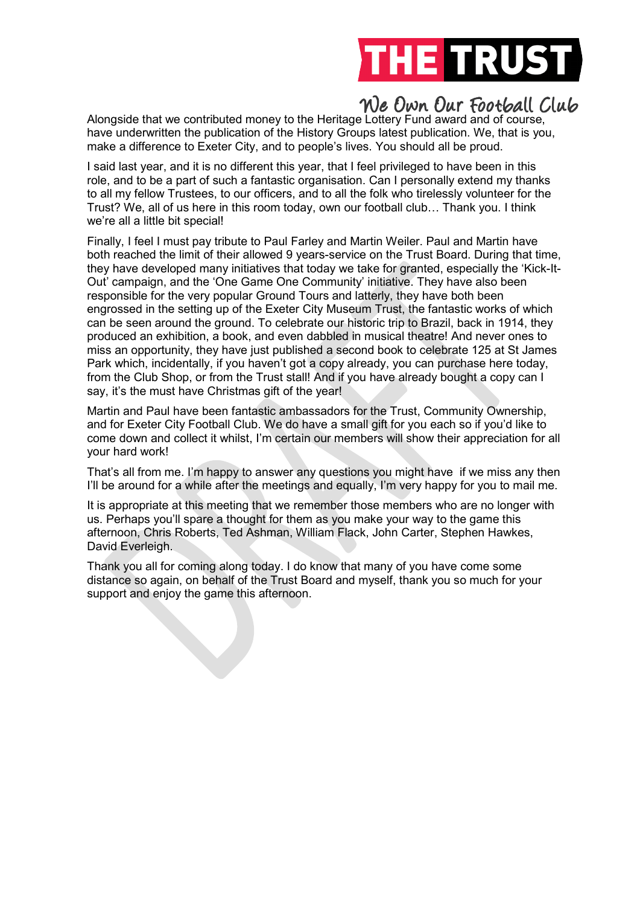Alongside that we contributed money to the Heritage Lottery Fund award and of course, have underwritten the publication of the History Groups latest publication. We, that is you, make a difference to Exeter City, and to people's lives. You should all be proud.

I said last year, and it is no different this year, that I feel privileged to have been in this role, and to be a part of such a fantastic organisation. Can I personally extend my thanks to all my fellow Trustees, to our officers, and to all the folk who tirelessly volunteer for the Trust? We, all of us here in this room today, own our football club… Thank you. I think we're all a little bit special!

Finally, I feel I must pay tribute to Paul Farley and Martin Weiler. Paul and Martin have both reached the limit of their allowed 9 years-service on the Trust Board. During that time, they have developed many initiatives that today we take for granted, especially the 'Kick-It-Out' campaign, and the 'One Game One Community' initiative. They have also been responsible for the very popular Ground Tours and latterly, they have both been engrossed in the setting up of the Exeter City Museum Trust, the fantastic works of which can be seen around the ground. To celebrate our historic trip to Brazil, back in 1914, they produced an exhibition, a book, and even dabbled in musical theatre! And never ones to miss an opportunity, they have just published a second book to celebrate 125 at St James Park which, incidentally, if you haven't got a copy already, you can purchase here today, from the Club Shop, or from the Trust stall! And if you have already bought a copy can I say, it's the must have Christmas gift of the year!

Martin and Paul have been fantastic ambassadors for the Trust, Community Ownership, and for Exeter City Football Club. We do have a small gift for you each so if you'd like to come down and collect it whilst, I'm certain our members will show their appreciation for all your hard work!

That's all from me. I'm happy to answer any questions you might have  if we miss any then I'll be around for a while after the meetings and equally, I'm very happy for you to mail me.

It is appropriate at this meeting that we remember those members who are no longer with us. Perhaps you'll spare a thought for them as you make your way to the game this afternoon, Chris Roberts, Ted Ashman, William Flack, John Carter, Stephen Hawkes, David Everleigh.

Thank you all for coming along today. I do know that many of you have come some distance so again, on behalf of the Trust Board and myself, thank you so much for your support and enjoy the game this afternoon.